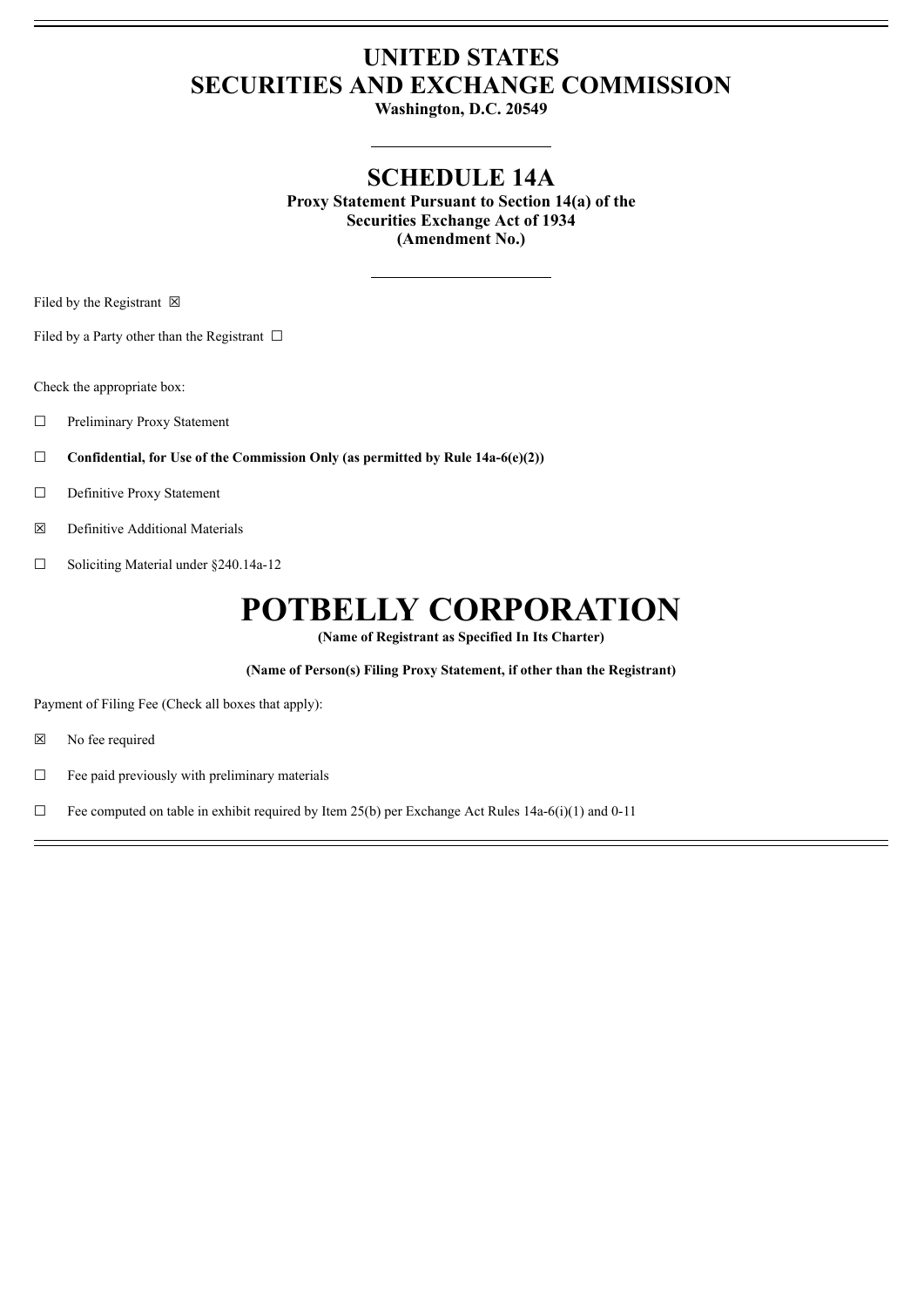# UNITED STATES
# SECURITIES AND EXCHANGE COMMISSION

**Washington, D.C. 20549**

## SCHEDULE 14A

**Proxy Statement Pursuant to Section 14(a) of the**
**Securities Exchange Act of 1934**
**(Amendment No.)**

Filed by the Registrant ☒

Filed by a Party other than the Registrant ☐

Check the appropriate box:

☐ Preliminary Proxy Statement

☐ **Confidential, for Use of the Commission Only (as permitted by Rule 14a-6(e)(2))**

☐ Definitive Proxy Statement

☒ Definitive Additional Materials

☐ Soliciting Material under §240.14a-12

# POTBELLY CORPORATION

**(Name of Registrant as Specified In Its Charter)**

**(Name of Person(s) Filing Proxy Statement, if other than the Registrant)**

Payment of Filing Fee (Check all boxes that apply):

☒ No fee required

☐ Fee paid previously with preliminary materials

☐ Fee computed on table in exhibit required by Item 25(b) per Exchange Act Rules 14a-6(i)(1) and 0-11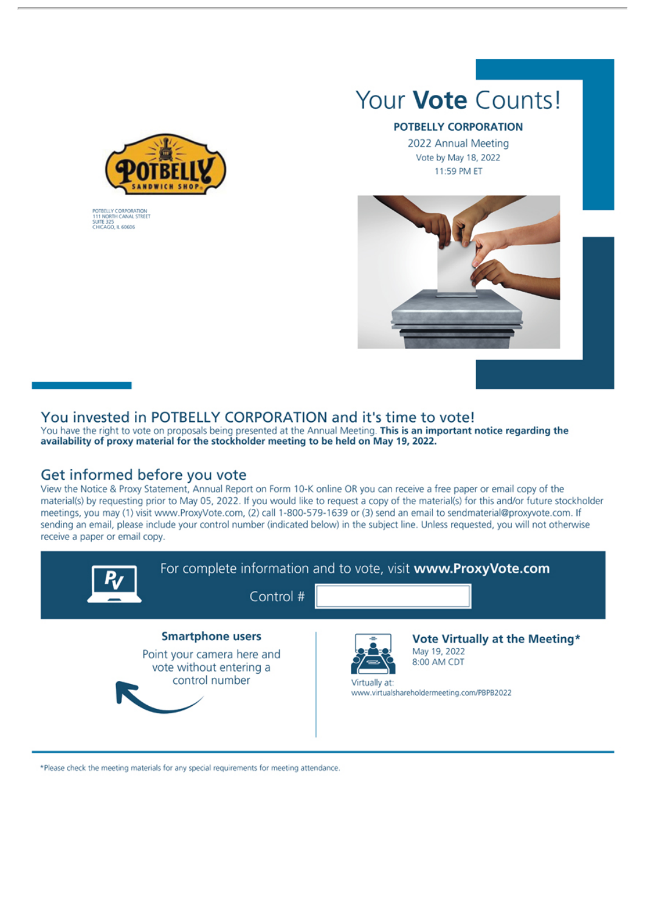POTBELLY CORPORATION
111 NORTH CANAL STREET
SUITE 325
CHICAGO, IL 60606

# Your **Vote** Counts!

**POTBELLY CORPORATION**

2022 Annual Meeting

Vote by May 18, 2022

11:59 PM ET

## You invested in POTBELLY CORPORATION and it's time to vote!

You have the right to vote on proposals being presented at the Annual Meeting. **This is an important notice regarding the availability of proxy material for the stockholder meeting to be held on May 19, 2022.**

## Get informed before you vote

View the Notice & Proxy Statement, Annual Report on Form 10-K online OR you can receive a free paper or email copy of the material(s) by requesting prior to May 05, 2022. If you would like to request a copy of the material(s) for this and/or future stockholder meetings, you may (1) visit www.ProxyVote.com, (2) call 1-800-579-1639 or (3) send an email to sendmaterial@proxyvote.com. If sending an email, please include your control number (indicated below) in the subject line. Unless requested, you will not otherwise receive a paper or email copy.

For complete information and to vote, visit **www.ProxyVote.com**

Control #

**Smartphone users**

Point your camera here and vote without entering a control number

**Vote Virtually at the Meeting***

May 19, 2022
8:00 AM CDT

Virtually at:
www.virtualshareholdermeeting.com/PBPB2022

*Please check the meeting materials for any special requirements for meeting attendance.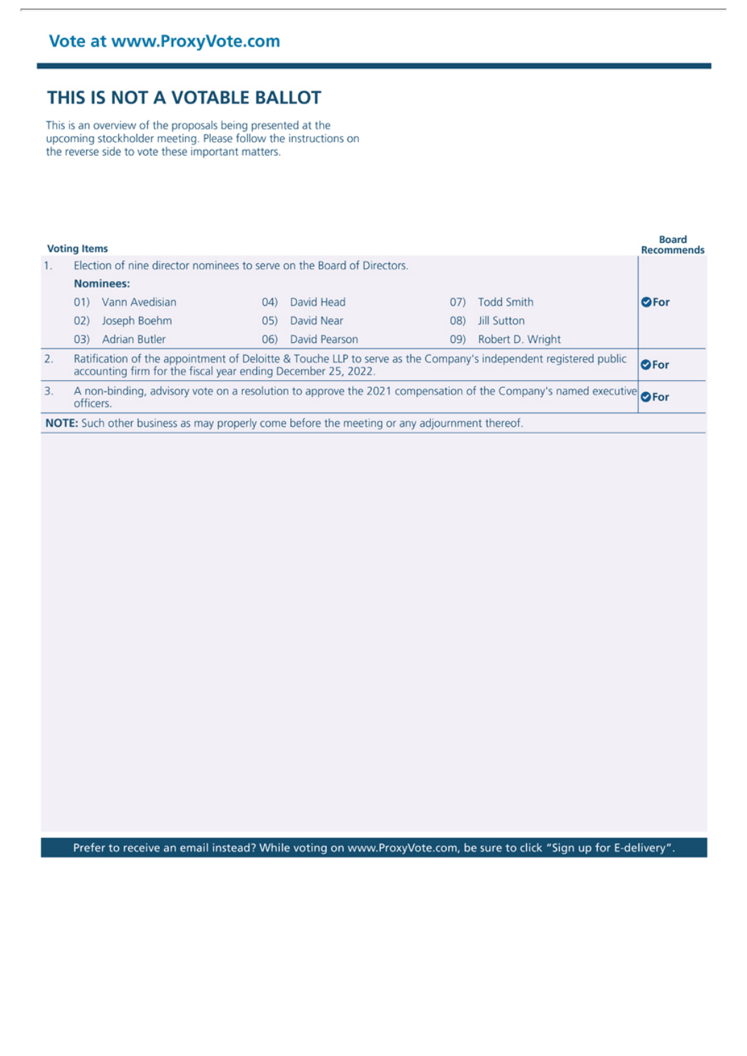Vote at www.ProxyVote.com

# THIS IS NOT A VOTABLE BALLOT

This is an overview of the proposals being presented at the upcoming stockholder meeting. Please follow the instructions on the reverse side to vote these important matters.

| Voting Items | | Board Recommends |
|---|---|---|
| 1. | Election of nine director nominees to serve on the Board of Directors.<br>**Nominees:**<br>01) Vann Avedisian<br>02) Joseph Boehm<br>03) Adrian Butler<br>04) David Head<br>05) David Near<br>06) David Pearson<br>07) Todd Smith<br>08) Jill Sutton<br>09) Robert D. Wright | For |
| 2. | Ratification of the appointment of Deloitte & Touche LLP to serve as the Company's independent registered public accounting firm for the fiscal year ending December 25, 2022. | For |
| 3. | A non-binding, advisory vote on a resolution to approve the 2021 compensation of the Company's named executive officers. | For |

**NOTE:** Such other business as may properly come before the meeting or any adjournment thereof.

Prefer to receive an email instead? While voting on www.ProxyVote.com, be sure to click "Sign up for E-delivery".